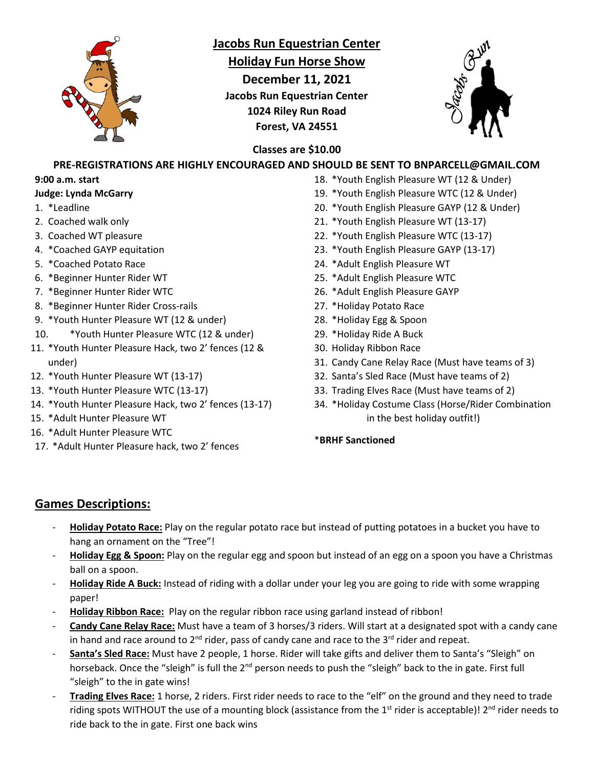# Jacobs Run Equestrian Center

## Holiday Fun Horse Show

**December 11, 2021**

**Jacobs Run Equestrian Center**
**1024 Riley Run Road**
**Forest, VA 24551**

**Classes are $10.00**

**PRE-REGISTRATIONS ARE HIGHLY ENCOURAGED AND SHOULD BE SENT TO BNPARCELL@GMAIL.COM**

**9:00 a.m. start**
**Judge: Lynda McGarry**

1. *Leadline
2. Coached walk only
3. Coached WT pleasure
4. *Coached GAYP equitation
5. *Coached Potato Race
6. *Beginner Hunter Rider WT
7. *Beginner Hunter Rider WTC
8. *Beginner Hunter Rider Cross-rails
9. *Youth Hunter Pleasure WT (12 & under)
10. *Youth Hunter Pleasure WTC (12 & under)
11. *Youth Hunter Pleasure Hack, two 2' fences (12 & under)
12. *Youth Hunter Pleasure WT (13-17)
13. *Youth Hunter Pleasure WTC (13-17)
14. *Youth Hunter Pleasure Hack, two 2' fences (13-17)
15. *Adult Hunter Pleasure WT
16. *Adult Hunter Pleasure WTC
17. *Adult Hunter Pleasure hack, two 2' fences
18. *Youth English Pleasure WT (12 & Under)
19. *Youth English Pleasure WTC (12 & Under)
20. *Youth English Pleasure GAYP (12 & Under)
21. *Youth English Pleasure WT (13-17)
22. *Youth English Pleasure WTC (13-17)
23. *Youth English Pleasure GAYP (13-17)
24. *Adult English Pleasure WT
25. *Adult English Pleasure WTC
26. *Adult English Pleasure GAYP
27. *Holiday Potato Race
28. *Holiday Egg & Spoon
29. *Holiday Ride A Buck
30. Holiday Ribbon Race
31. Candy Cane Relay Race (Must have teams of 3)
32. Santa's Sled Race (Must have teams of 2)
33. Trading Elves Race (Must have teams of 2)
34. *Holiday Costume Class (Horse/Rider Combination in the best holiday outfit!)

*__BRHF Sanctioned__

## Games Descriptions:

- **Holiday Potato Race:** Play on the regular potato race but instead of putting potatoes in a bucket you have to hang an ornament on the "Tree"!
- **Holiday Egg & Spoon:** Play on the regular egg and spoon but instead of an egg on a spoon you have a Christmas ball on a spoon.
- **Holiday Ride A Buck:** Instead of riding with a dollar under your leg you are going to ride with some wrapping paper!
- **Holiday Ribbon Race:** Play on the regular ribbon race using garland instead of ribbon!
- **Candy Cane Relay Race:** Must have a team of 3 horses/3 riders. Will start at a designated spot with a candy cane in hand and race around to 2nd rider, pass of candy cane and race to the 3rd rider and repeat.
- **Santa's Sled Race:** Must have 2 people, 1 horse. Rider will take gifts and deliver them to Santa's "Sleigh" on horseback. Once the "sleigh" is full the 2nd person needs to push the "sleigh" back to the in gate. First full "sleigh" to the in gate wins!
- **Trading Elves Race:** 1 horse, 2 riders. First rider needs to race to the "elf" on the ground and they need to trade riding spots WITHOUT the use of a mounting block (assistance from the 1st rider is acceptable)! 2nd rider needs to ride back to the in gate. First one back wins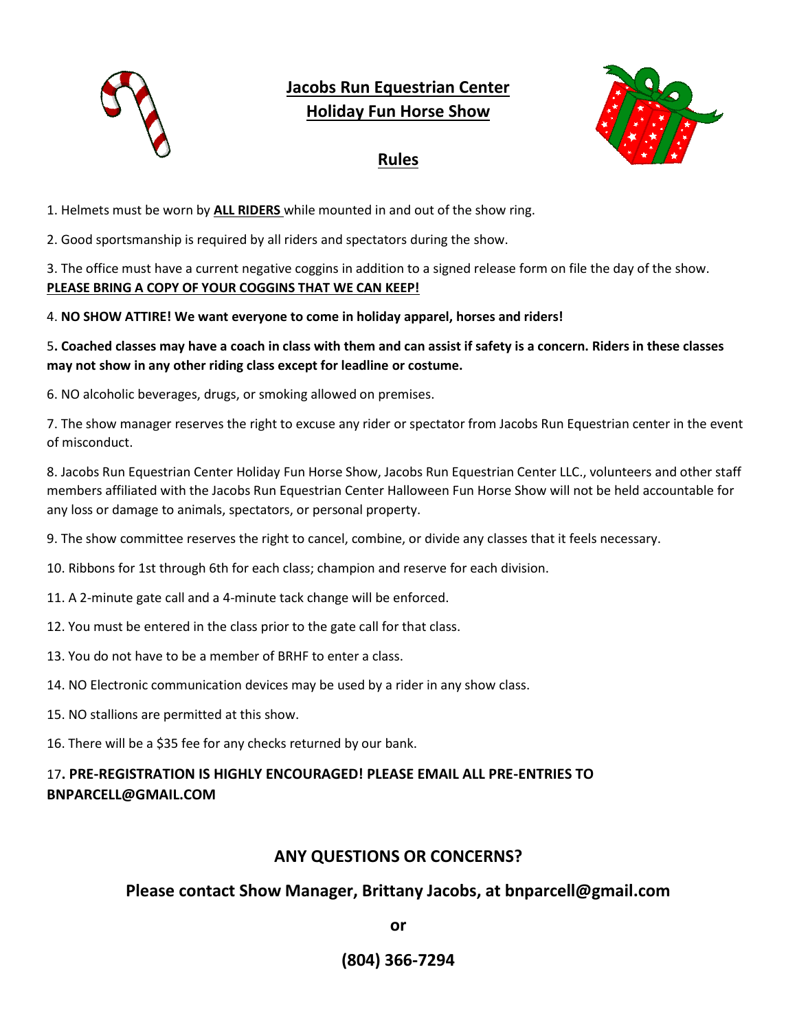# Jacobs Run Equestrian Center
# Holiday Fun Horse Show

## Rules

1. Helmets must be worn by **ALL RIDERS** while mounted in and out of the show ring.

2. Good sportsmanship is required by all riders and spectators during the show.

3. The office must have a current negative coggins in addition to a signed release form on file the day of the show. **PLEASE BRING A COPY OF YOUR COGGINS THAT WE CAN KEEP!**

4. **NO SHOW ATTIRE! We want everyone to come in holiday apparel, horses and riders!**

5**. Coached classes may have a coach in class with them and can assist if safety is a concern. Riders in these classes may not show in any other riding class except for leadline or costume.**

6. NO alcoholic beverages, drugs, or smoking allowed on premises.

7. The show manager reserves the right to excuse any rider or spectator from Jacobs Run Equestrian center in the event of misconduct.

8. Jacobs Run Equestrian Center Holiday Fun Horse Show, Jacobs Run Equestrian Center LLC., volunteers and other staff members affiliated with the Jacobs Run Equestrian Center Halloween Fun Horse Show will not be held accountable for any loss or damage to animals, spectators, or personal property.

9. The show committee reserves the right to cancel, combine, or divide any classes that it feels necessary.

10. Ribbons for 1st through 6th for each class; champion and reserve for each division.

11. A 2-minute gate call and a 4-minute tack change will be enforced.

12. You must be entered in the class prior to the gate call for that class.

13. You do not have to be a member of BRHF to enter a class.

14. NO Electronic communication devices may be used by a rider in any show class.

15. NO stallions are permitted at this show.

16. There will be a $35 fee for any checks returned by our bank.

17**. PRE-REGISTRATION IS HIGHLY ENCOURAGED! PLEASE EMAIL ALL PRE-ENTRIES TO BNPARCELL@GMAIL.COM**

### ANY QUESTIONS OR CONCERNS?

### Please contact Show Manager, Brittany Jacobs, at bnparcell@gmail.com

**or**

### (804) 366-7294